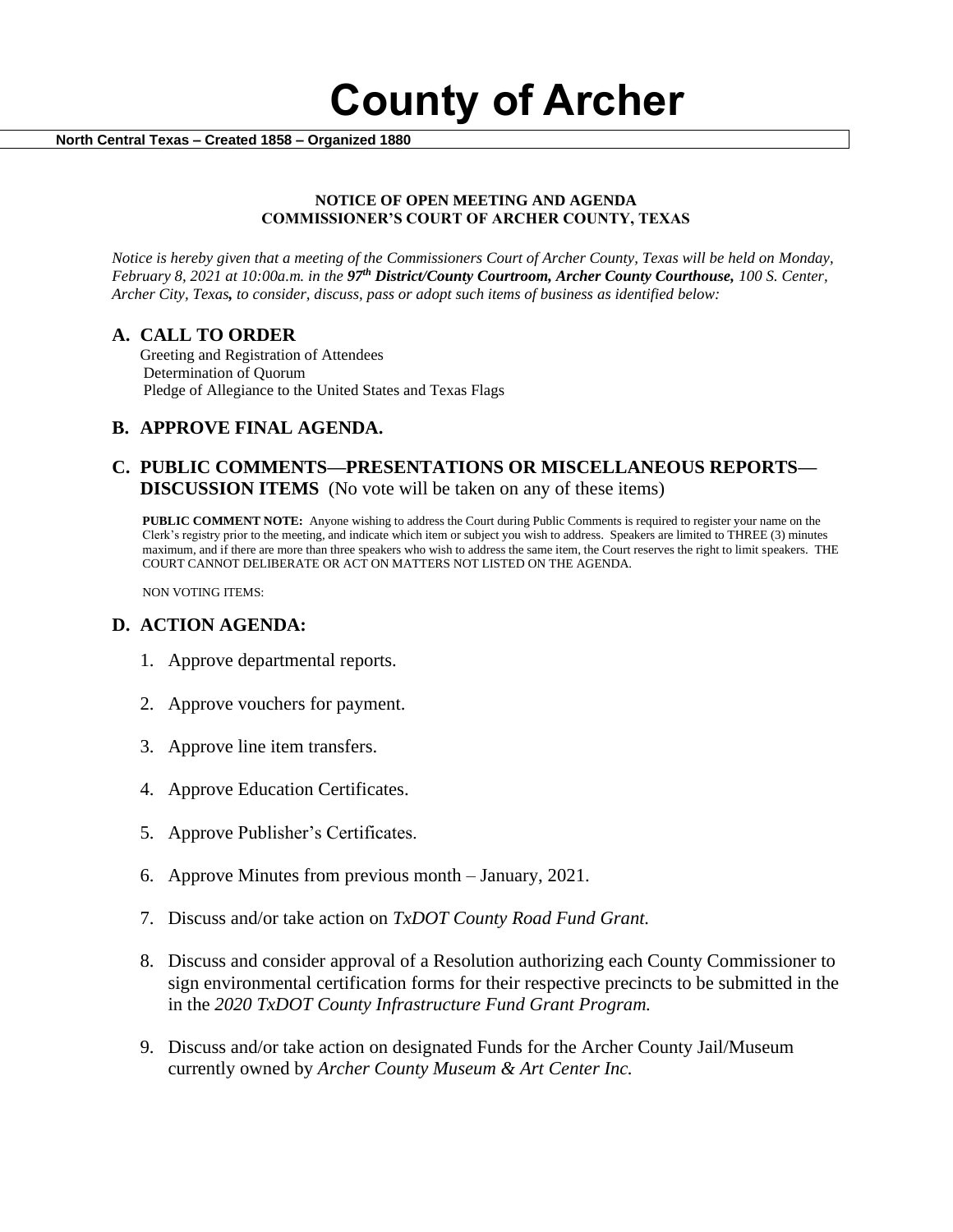# County of Archer

**North Central Texas – Created 1858 – Organized 1880**

**NOTICE OF OPEN MEETING AND AGENDA**
**COMMISSIONER'S COURT OF ARCHER COUNTY, TEXAS**

*Notice is hereby given that a meeting of the Commissioners Court of Archer County, Texas will be held on Monday, February 8, 2021 at 10:00a.m. in the **97th District/County Courtroom, Archer County Courthouse,** 100 S. Center, Archer City, Texas**,** to consider, discuss, pass or adopt such items of business as identified below:*

## A. CALL TO ORDER

Greeting and Registration of Attendees
Determination of Quorum
Pledge of Allegiance to the United States and Texas Flags

## B. APPROVE FINAL AGENDA.

## C. PUBLIC COMMENTS—PRESENTATIONS OR MISCELLANEOUS REPORTS—DISCUSSION ITEMS (No vote will be taken on any of these items)

**PUBLIC COMMENT NOTE:** Anyone wishing to address the Court during Public Comments is required to register your name on the Clerk's registry prior to the meeting, and indicate which item or subject you wish to address. Speakers are limited to THREE (3) minutes maximum, and if there are more than three speakers who wish to address the same item, the Court reserves the right to limit speakers. THE COURT CANNOT DELIBERATE OR ACT ON MATTERS NOT LISTED ON THE AGENDA.

NON VOTING ITEMS:

## D. ACTION AGENDA:

1. Approve departmental reports.
2. Approve vouchers for payment.
3. Approve line item transfers.
4. Approve Education Certificates.
5. Approve Publisher's Certificates.
6. Approve Minutes from previous month – January, 2021.
7. Discuss and/or take action on *TxDOT County Road Fund Grant.*
8. Discuss and consider approval of a Resolution authorizing each County Commissioner to sign environmental certification forms for their respective precincts to be submitted in the in the *2020 TxDOT County Infrastructure Fund Grant Program.*
9. Discuss and/or take action on designated Funds for the Archer County Jail/Museum currently owned by *Archer County Museum & Art Center Inc.*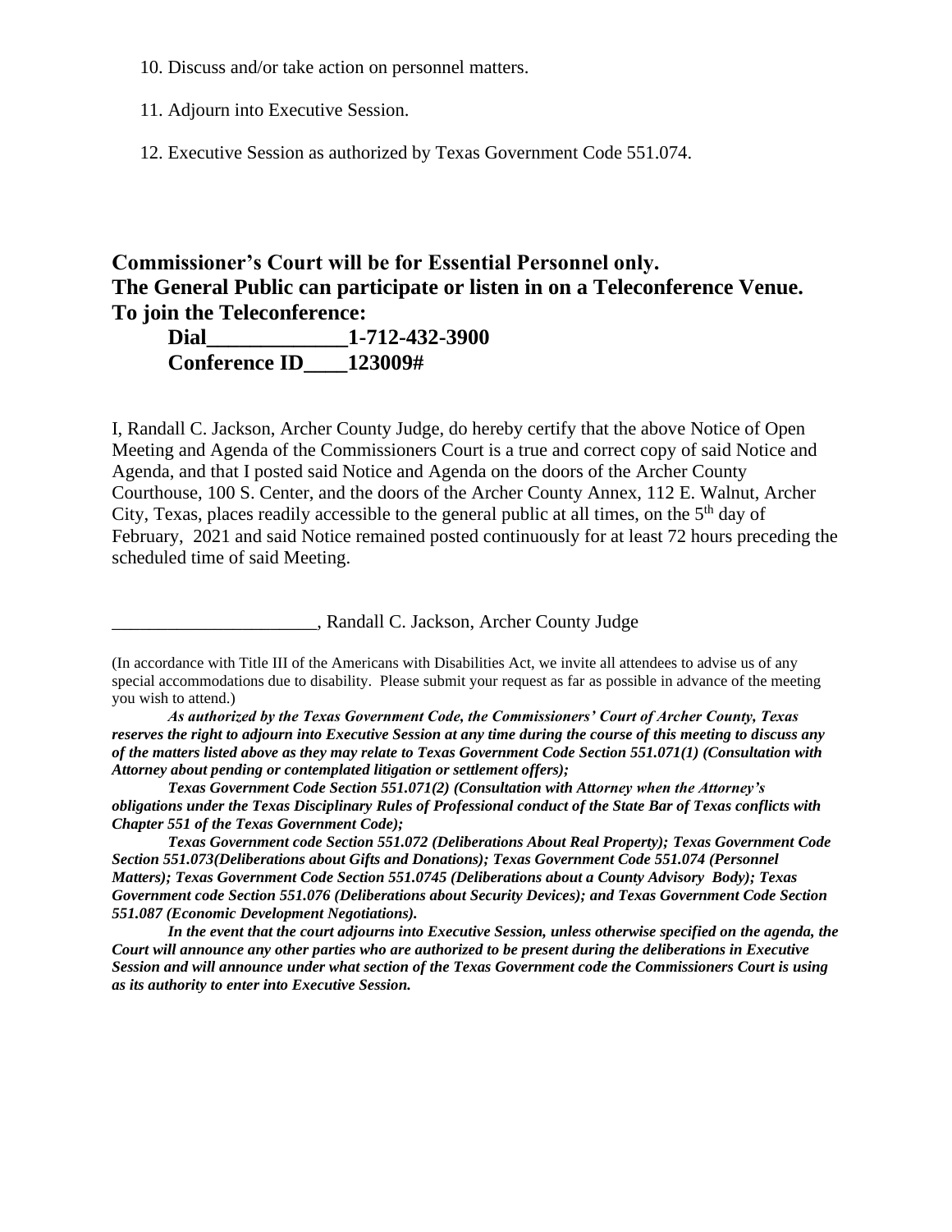10. Discuss and/or take action on personnel matters.

11. Adjourn into Executive Session.

12. Executive Session as authorized by Texas Government Code 551.074.

**Commissioner's Court will be for Essential Personnel only.**
**The General Public can participate or listen in on a Teleconference Venue.**
**To join the Teleconference:**

**Dial_____________1-712-432-3900**
**Conference ID____123009#**

I, Randall C. Jackson, Archer County Judge, do hereby certify that the above Notice of Open Meeting and Agenda of the Commissioners Court is a true and correct copy of said Notice and Agenda, and that I posted said Notice and Agenda on the doors of the Archer County Courthouse, 100 S. Center, and the doors of the Archer County Annex, 112 E. Walnut, Archer City, Texas, places readily accessible to the general public at all times, on the 5th day of February, 2021 and said Notice remained posted continuously for at least 72 hours preceding the scheduled time of said Meeting.

______________________, Randall C. Jackson, Archer County Judge

(In accordance with Title III of the Americans with Disabilities Act, we invite all attendees to advise us of any special accommodations due to disability. Please submit your request as far as possible in advance of the meeting you wish to attend.)

***As authorized by the Texas Government Code, the Commissioners' Court of Archer County, Texas reserves the right to adjourn into Executive Session at any time during the course of this meeting to discuss any of the matters listed above as they may relate to Texas Government Code Section 551.071(1) (Consultation with Attorney about pending or contemplated litigation or settlement offers);***

***Texas Government Code Section 551.071(2) (Consultation with Attorney when the Attorney's obligations under the Texas Disciplinary Rules of Professional conduct of the State Bar of Texas conflicts with Chapter 551 of the Texas Government Code);***

***Texas Government code Section 551.072 (Deliberations About Real Property); Texas Government Code Section 551.073(Deliberations about Gifts and Donations); Texas Government Code 551.074 (Personnel Matters); Texas Government Code Section 551.0745 (Deliberations about a County Advisory Body); Texas Government code Section 551.076 (Deliberations about Security Devices); and Texas Government Code Section 551.087 (Economic Development Negotiations).***

***In the event that the court adjourns into Executive Session, unless otherwise specified on the agenda, the Court will announce any other parties who are authorized to be present during the deliberations in Executive Session and will announce under what section of the Texas Government code the Commissioners Court is using as its authority to enter into Executive Session.***